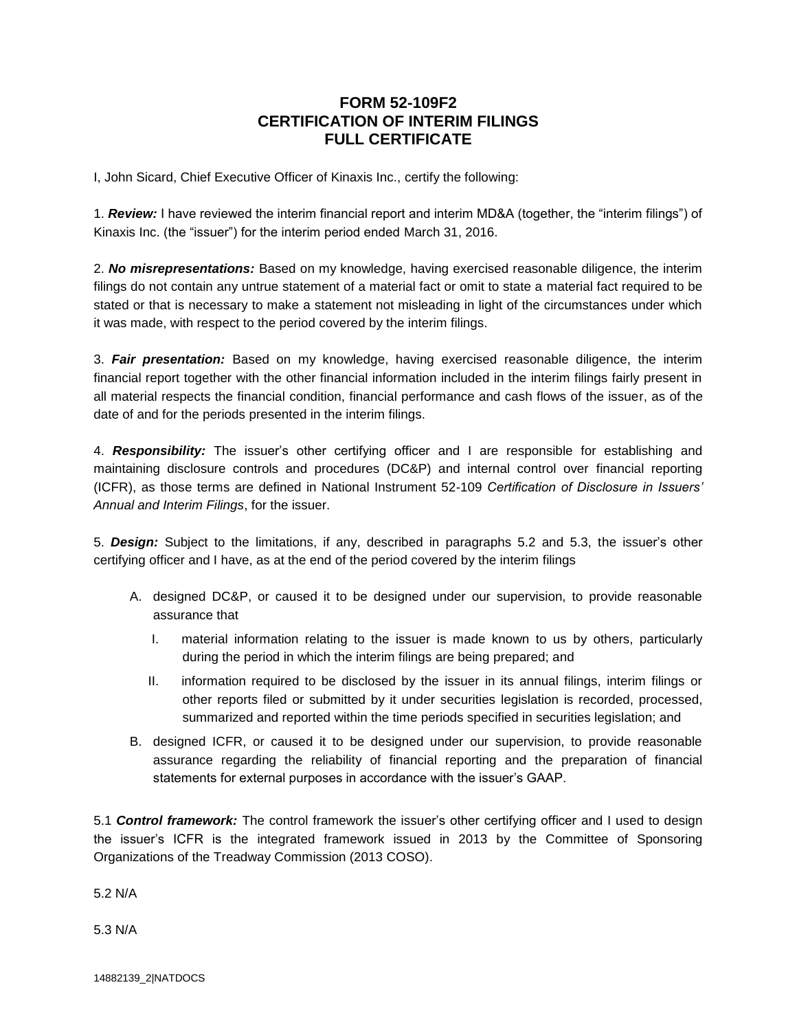# FORM 52-109F2
# CERTIFICATION OF INTERIM FILINGS
# FULL CERTIFICATE

I, John Sicard, Chief Executive Officer of Kinaxis Inc., certify the following:

1. ***Review:*** I have reviewed the interim financial report and interim MD&A (together, the "interim filings") of Kinaxis Inc. (the "issuer") for the interim period ended March 31, 2016.

2. ***No misrepresentations:*** Based on my knowledge, having exercised reasonable diligence, the interim filings do not contain any untrue statement of a material fact or omit to state a material fact required to be stated or that is necessary to make a statement not misleading in light of the circumstances under which it was made, with respect to the period covered by the interim filings.

3. ***Fair presentation:*** Based on my knowledge, having exercised reasonable diligence, the interim financial report together with the other financial information included in the interim filings fairly present in all material respects the financial condition, financial performance and cash flows of the issuer, as of the date of and for the periods presented in the interim filings.

4. ***Responsibility:*** The issuer's other certifying officer and I are responsible for establishing and maintaining disclosure controls and procedures (DC&P) and internal control over financial reporting (ICFR), as those terms are defined in National Instrument 52-109 *Certification of Disclosure in Issuers' Annual and Interim Filings*, for the issuer.

5. ***Design:*** Subject to the limitations, if any, described in paragraphs 5.2 and 5.3, the issuer's other certifying officer and I have, as at the end of the period covered by the interim filings

   A. designed DC&P, or caused it to be designed under our supervision, to provide reasonable assurance that

      I. material information relating to the issuer is made known to us by others, particularly during the period in which the interim filings are being prepared; and

      II. information required to be disclosed by the issuer in its annual filings, interim filings or other reports filed or submitted by it under securities legislation is recorded, processed, summarized and reported within the time periods specified in securities legislation; and

   B. designed ICFR, or caused it to be designed under our supervision, to provide reasonable assurance regarding the reliability of financial reporting and the preparation of financial statements for external purposes in accordance with the issuer's GAAP.

5.1 ***Control framework:*** The control framework the issuer's other certifying officer and I used to design the issuer's ICFR is the integrated framework issued in 2013 by the Committee of Sponsoring Organizations of the Treadway Commission (2013 COSO).

5.2 N/A

5.3 N/A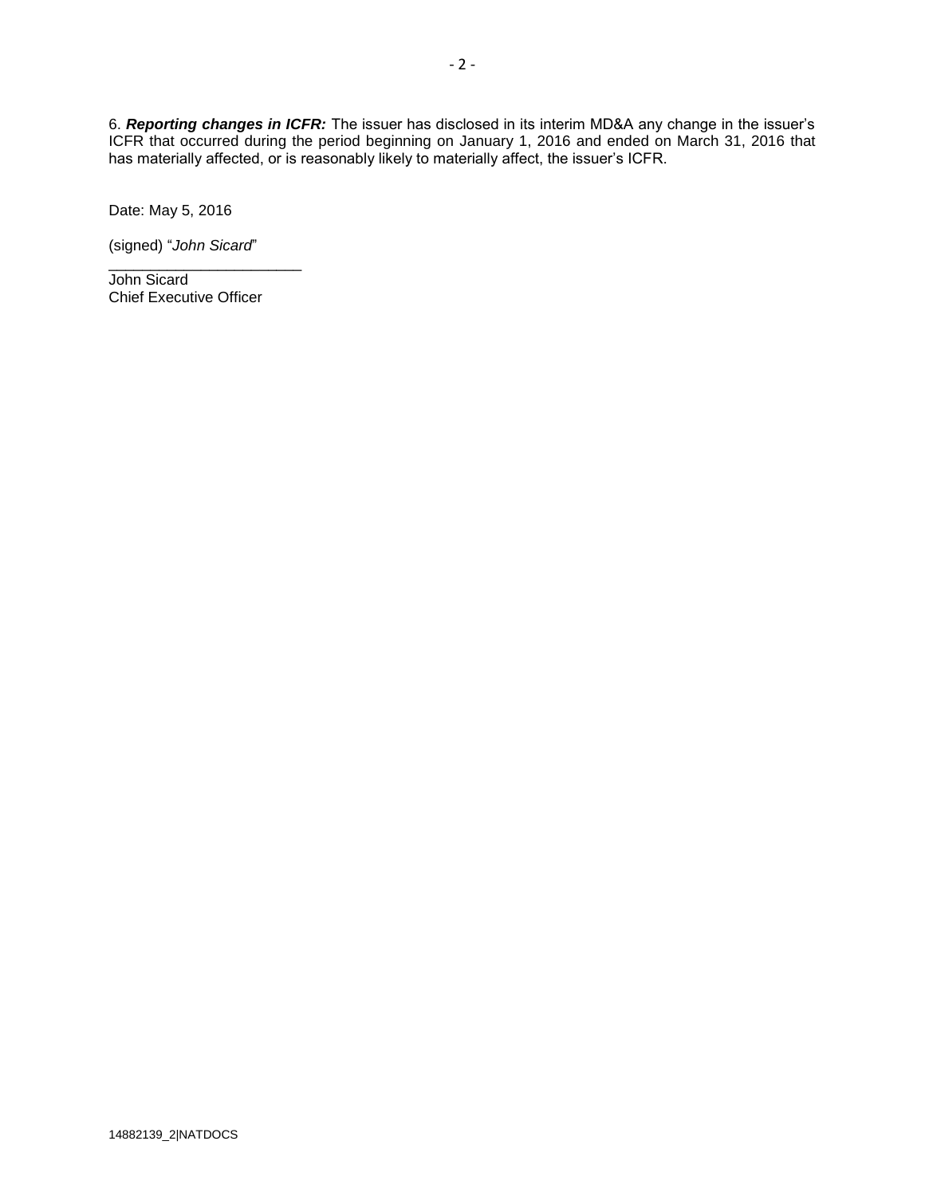6. ***Reporting changes in ICFR:*** The issuer has disclosed in its interim MD&A any change in the issuer's ICFR that occurred during the period beginning on January 1, 2016 and ended on March 31, 2016 that has materially affected, or is reasonably likely to materially affect, the issuer's ICFR.

Date: May 5, 2016

(signed) "*John Sicard*"

_______________________

John Sicard
Chief Executive Officer

14882139_2|NATDOCS